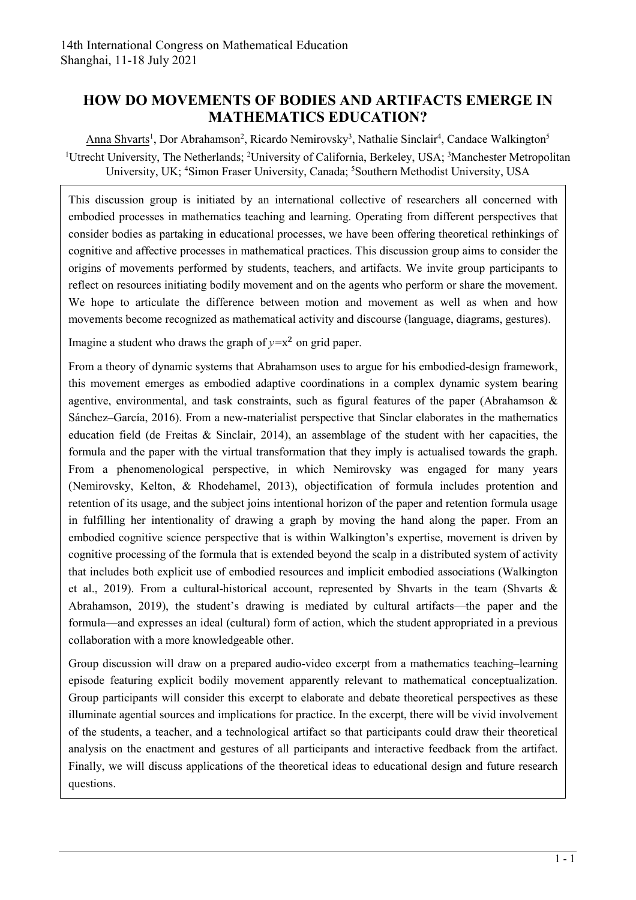14th International Congress on Mathematical Education
Shanghai, 11-18 July 2021

# HOW DO MOVEMENTS OF BODIES AND ARTIFACTS EMERGE IN MATHEMATICS EDUCATION?

Anna Shvarts[1], Dor Abrahamson[2], Ricardo Nemirovsky[3], Nathalie Sinclair[4], Candace Walkington[5]

[1]Utrecht University, The Netherlands; [2]University of California, Berkeley, USA; [3]Manchester Metropolitan University, UK; [4]Simon Fraser University, Canada; [5]Southern Methodist University, USA

This discussion group is initiated by an international collective of researchers all concerned with embodied processes in mathematics teaching and learning. Operating from different perspectives that consider bodies as partaking in educational processes, we have been offering theoretical rethinkings of cognitive and affective processes in mathematical practices. This discussion group aims to consider the origins of movements performed by students, teachers, and artifacts. We invite group participants to reflect on resources initiating bodily movement and on the agents who perform or share the movement. We hope to articulate the difference between motion and movement as well as when and how movements become recognized as mathematical activity and discourse (language, diagrams, gestures).

Imagine a student who draws the graph of $y=x^2$ on grid paper.

From a theory of dynamic systems that Abrahamson uses to argue for his embodied-design framework, this movement emerges as embodied adaptive coordinations in a complex dynamic system bearing agentive, environmental, and task constraints, such as figural features of the paper (Abrahamson & Sánchez–García, 2016). From a new-materialist perspective that Sinclar elaborates in the mathematics education field (de Freitas & Sinclair, 2014), an assemblage of the student with her capacities, the formula and the paper with the virtual transformation that they imply is actualised towards the graph. From a phenomenological perspective, in which Nemirovsky was engaged for many years (Nemirovsky, Kelton, & Rhodehamel, 2013), objectification of formula includes protention and retention of its usage, and the subject joins intentional horizon of the paper and retention formula usage in fulfilling her intentionality of drawing a graph by moving the hand along the paper. From an embodied cognitive science perspective that is within Walkington's expertise, movement is driven by cognitive processing of the formula that is extended beyond the scalp in a distributed system of activity that includes both explicit use of embodied resources and implicit embodied associations (Walkington et al., 2019). From a cultural-historical account, represented by Shvarts in the team (Shvarts & Abrahamson, 2019), the student's drawing is mediated by cultural artifacts—the paper and the formula—and expresses an ideal (cultural) form of action, which the student appropriated in a previous collaboration with a more knowledgeable other.

Group discussion will draw on a prepared audio-video excerpt from a mathematics teaching–learning episode featuring explicit bodily movement apparently relevant to mathematical conceptualization. Group participants will consider this excerpt to elaborate and debate theoretical perspectives as these illuminate agential sources and implications for practice. In the excerpt, there will be vivid involvement of the students, a teacher, and a technological artifact so that participants could draw their theoretical analysis on the enactment and gestures of all participants and interactive feedback from the artifact. Finally, we will discuss applications of the theoretical ideas to educational design and future research questions.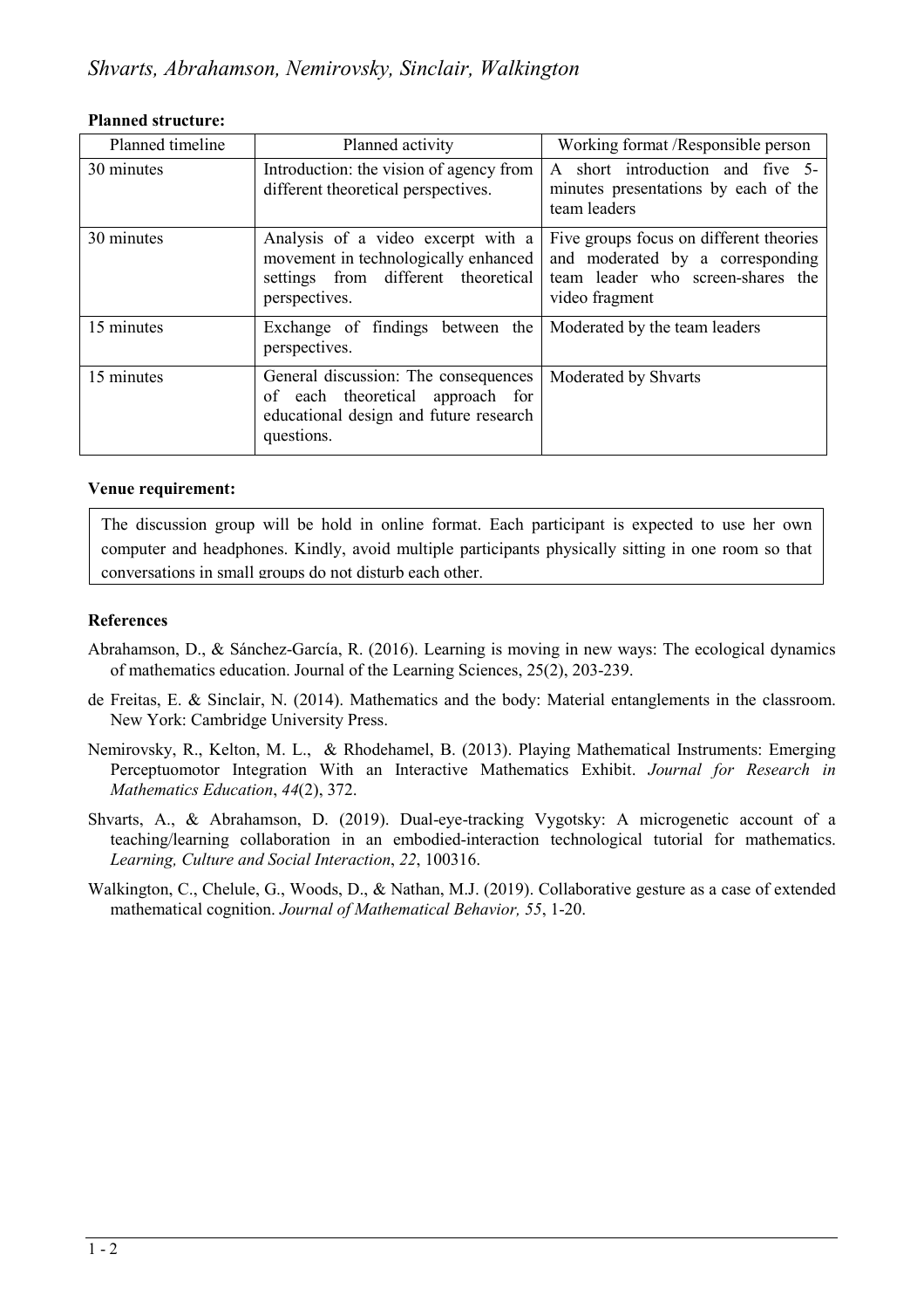**Planned structure:**

| Planned timeline | Planned activity | Working format /Responsible person |
|---|---|---|
| 30 minutes | Introduction: the vision of agency from different theoretical perspectives. | A short introduction and five 5-minutes presentations by each of the team leaders |
| 30 minutes | Analysis of a video excerpt with a movement in technologically enhanced settings from different theoretical perspectives. | Five groups focus on different theories and moderated by a corresponding team leader who screen-shares the video fragment |
| 15 minutes | Exchange of findings between the perspectives. | Moderated by the team leaders |
| 15 minutes | General discussion: The consequences of each theoretical approach for educational design and future research questions. | Moderated by Shvarts |

**Venue requirement:**

The discussion group will be hold in online format. Each participant is expected to use her own computer and headphones. Kindly, avoid multiple participants physically sitting in one room so that conversations in small groups do not disturb each other.

**References**

Abrahamson, D., & Sánchez-García, R. (2016). Learning is moving in new ways: The ecological dynamics of mathematics education. Journal of the Learning Sciences, 25(2), 203-239.

de Freitas, E. & Sinclair, N. (2014). Mathematics and the body: Material entanglements in the classroom. New York: Cambridge University Press.

Nemirovsky, R., Kelton, M. L., & Rhodehamel, B. (2013). Playing Mathematical Instruments: Emerging Perceptuomotor Integration With an Interactive Mathematics Exhibit. *Journal for Research in Mathematics Education*, *44*(2), 372.

Shvarts, A., & Abrahamson, D. (2019). Dual-eye-tracking Vygotsky: A microgenetic account of a teaching/learning collaboration in an embodied-interaction technological tutorial for mathematics. *Learning, Culture and Social Interaction*, *22*, 100316.

Walkington, C., Chelule, G., Woods, D., & Nathan, M.J. (2019). Collaborative gesture as a case of extended mathematical cognition. *Journal of Mathematical Behavior, 55*, 1-20.